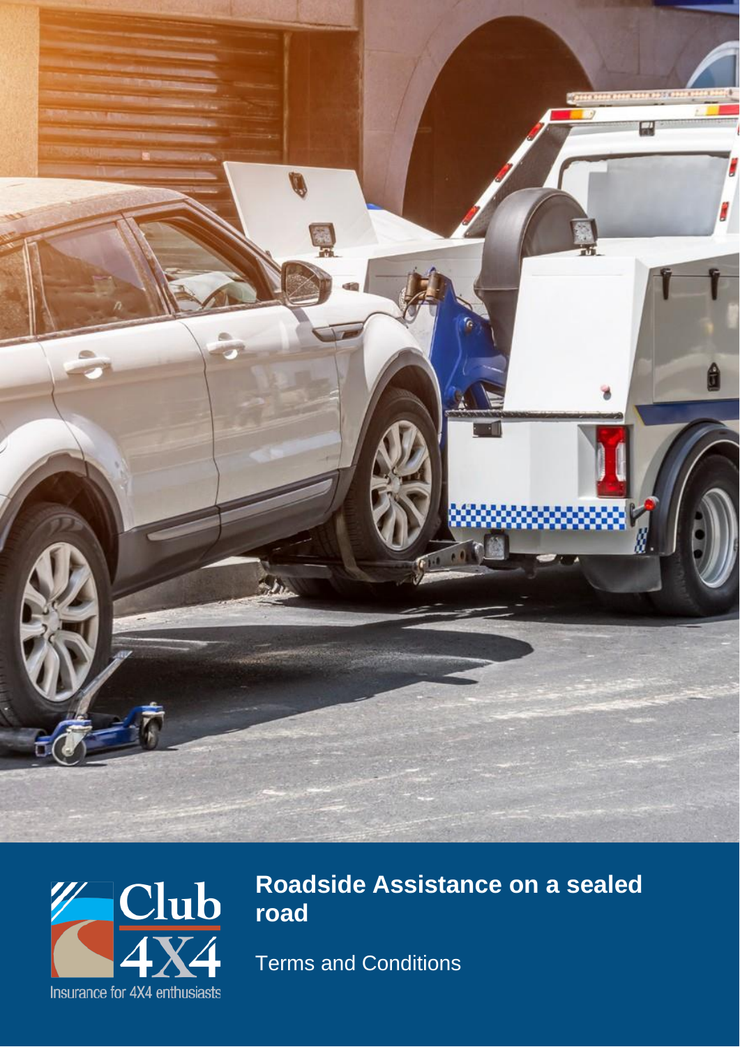# Roadside Assistance on a sealed road

Terms and Conditions

Club 4X4

Insurance for 4X4 enthusiasts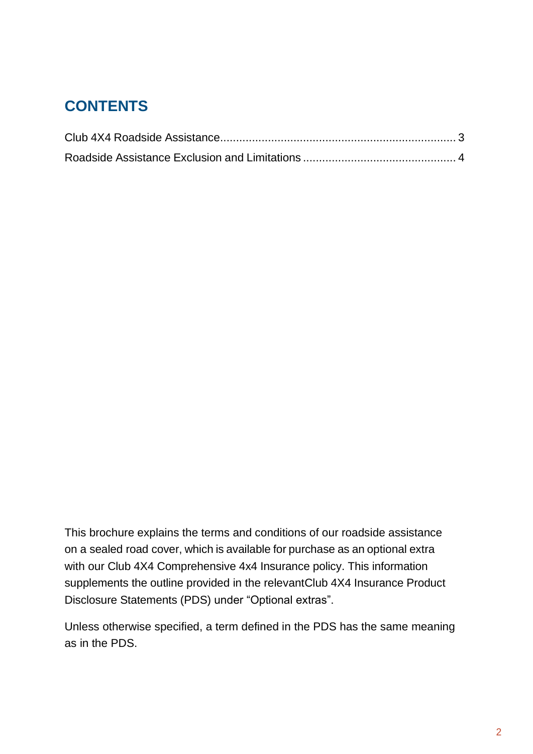# CONTENTS

Club 4X4 Roadside Assistance........................................................................ 3

Roadside Assistance Exclusion and Limitations ............................................... 4

This brochure explains the terms and conditions of our roadside assistance on a sealed road cover, which is available for purchase as an optional extra with our Club 4X4 Comprehensive 4x4 Insurance policy. This information supplements the outline provided in the relevantClub 4X4 Insurance Product Disclosure Statements (PDS) under "Optional extras".

Unless otherwise specified, a term defined in the PDS has the same meaning as in the PDS.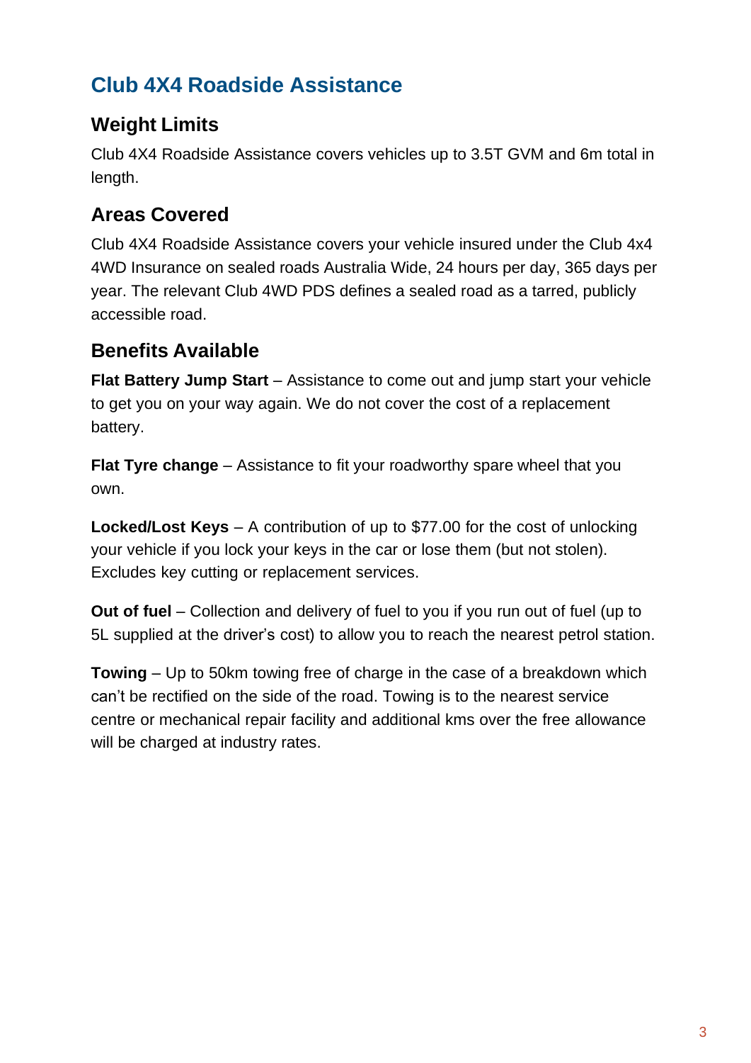# Club 4X4 Roadside Assistance

## Weight Limits

Club 4X4 Roadside Assistance covers vehicles up to 3.5T GVM and 6m total in length.

## Areas Covered

Club 4X4 Roadside Assistance covers your vehicle insured under the Club 4x4 4WD Insurance on sealed roads Australia Wide, 24 hours per day, 365 days per year. The relevant Club 4WD PDS defines a sealed road as a tarred, publicly accessible road.

## Benefits Available

**Flat Battery Jump Start** – Assistance to come out and jump start your vehicle to get you on your way again. We do not cover the cost of a replacement battery.

**Flat Tyre change** – Assistance to fit your roadworthy spare wheel that you own.

**Locked/Lost Keys** – A contribution of up to $77.00 for the cost of unlocking your vehicle if you lock your keys in the car or lose them (but not stolen). Excludes key cutting or replacement services.

**Out of fuel** – Collection and delivery of fuel to you if you run out of fuel (up to 5L supplied at the driver's cost) to allow you to reach the nearest petrol station.

**Towing** – Up to 50km towing free of charge in the case of a breakdown which can't be rectified on the side of the road. Towing is to the nearest service centre or mechanical repair facility and additional kms over the free allowance will be charged at industry rates.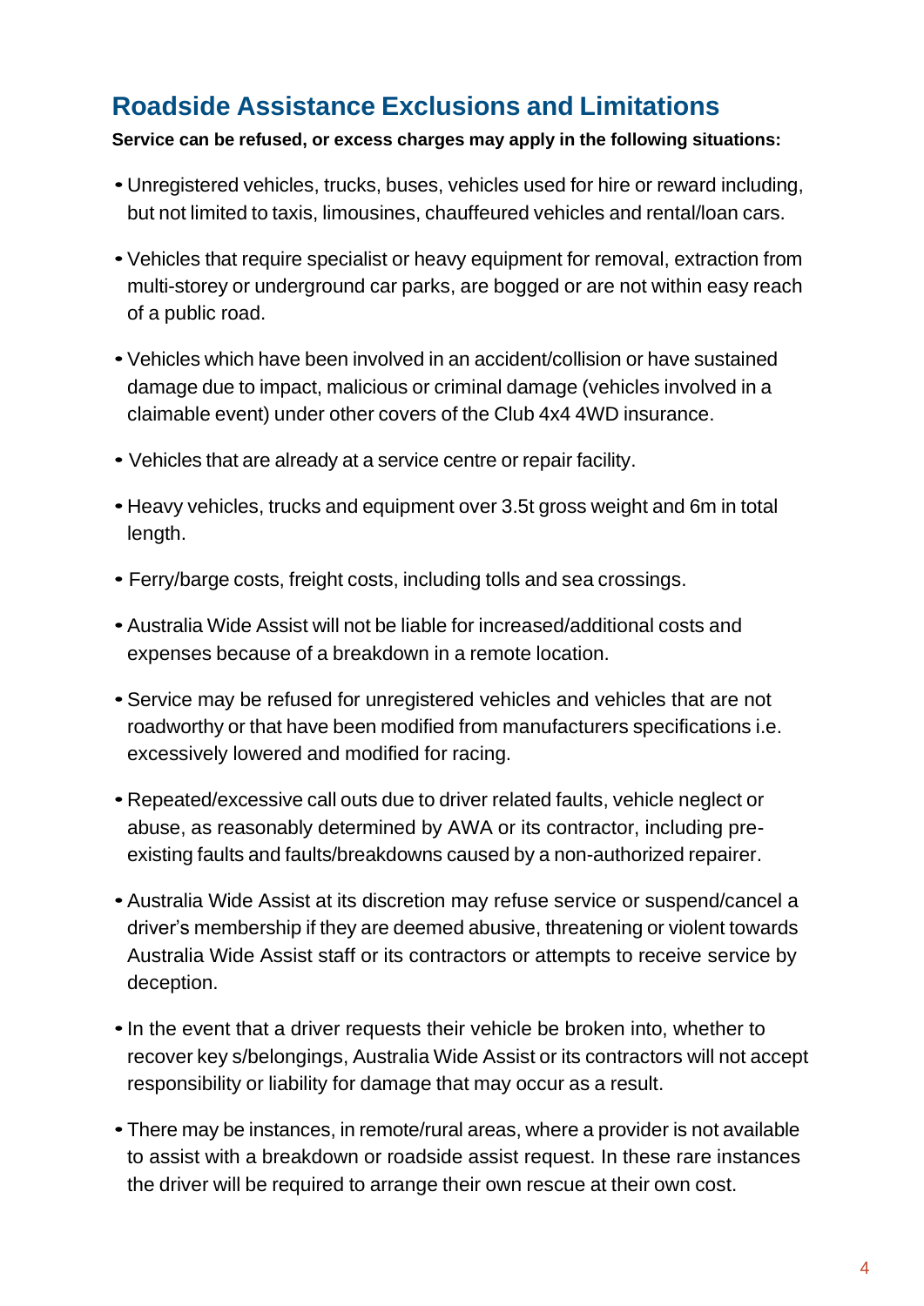## Roadside Assistance Exclusions and Limitations

**Service can be refused, or excess charges may apply in the following situations:**

- Unregistered vehicles, trucks, buses, vehicles used for hire or reward including, but not limited to taxis, limousines, chauffeured vehicles and rental/loan cars.
- Vehicles that require specialist or heavy equipment for removal, extraction from multi-storey or underground car parks, are bogged or are not within easy reach of a public road.
- Vehicles which have been involved in an accident/collision or have sustained damage due to impact, malicious or criminal damage (vehicles involved in a claimable event) under other covers of the Club 4x4 4WD insurance.
- Vehicles that are already at a service centre or repair facility.
- Heavy vehicles, trucks and equipment over 3.5t gross weight and 6m in total length.
- Ferry/barge costs, freight costs, including tolls and sea crossings.
- Australia Wide Assist will not be liable for increased/additional costs and expenses because of a breakdown in a remote location.
- Service may be refused for unregistered vehicles and vehicles that are not roadworthy or that have been modified from manufacturers specifications i.e. excessively lowered and modified for racing.
- Repeated/excessive call outs due to driver related faults, vehicle neglect or abuse, as reasonably determined by AWA or its contractor, including pre-existing faults and faults/breakdowns caused by a non-authorized repairer.
- Australia Wide Assist at its discretion may refuse service or suspend/cancel a driver's membership if they are deemed abusive, threatening or violent towards Australia Wide Assist staff or its contractors or attempts to receive service by deception.
- In the event that a driver requests their vehicle be broken into, whether to recover key s/belongings, Australia Wide Assist or its contractors will not accept responsibility or liability for damage that may occur as a result.
- There may be instances, in remote/rural areas, where a provider is not available to assist with a breakdown or roadside assist request. In these rare instances the driver will be required to arrange their own rescue at their own cost.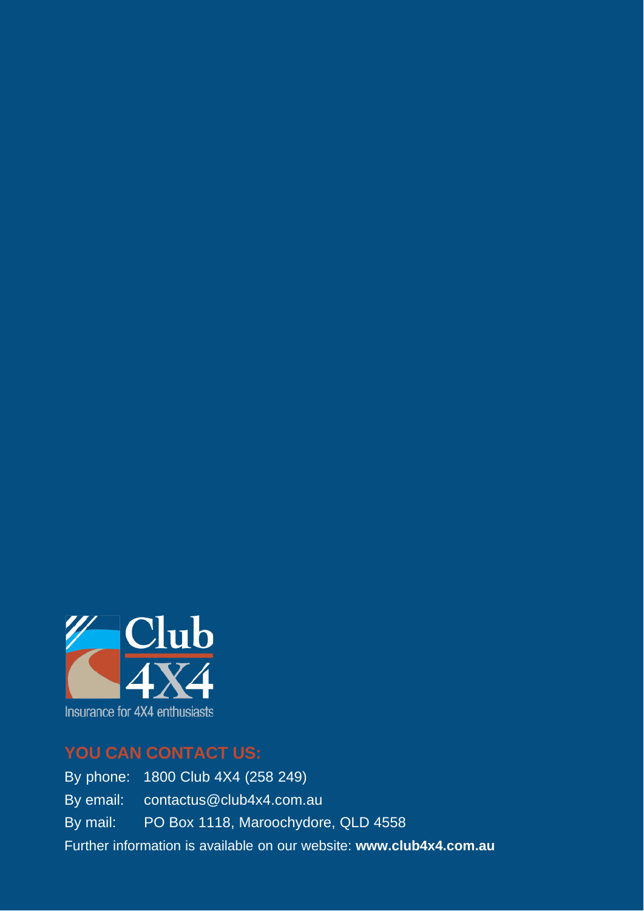Club 4X4

Insurance for 4X4 enthusiasts

## YOU CAN CONTACT US:

By phone: 1800 Club 4X4 (258 249)

By email: contactus@club4x4.com.au

By mail: PO Box 1118, Maroochydore, QLD 4558

Further information is available on our website: **www.club4x4.com.au**